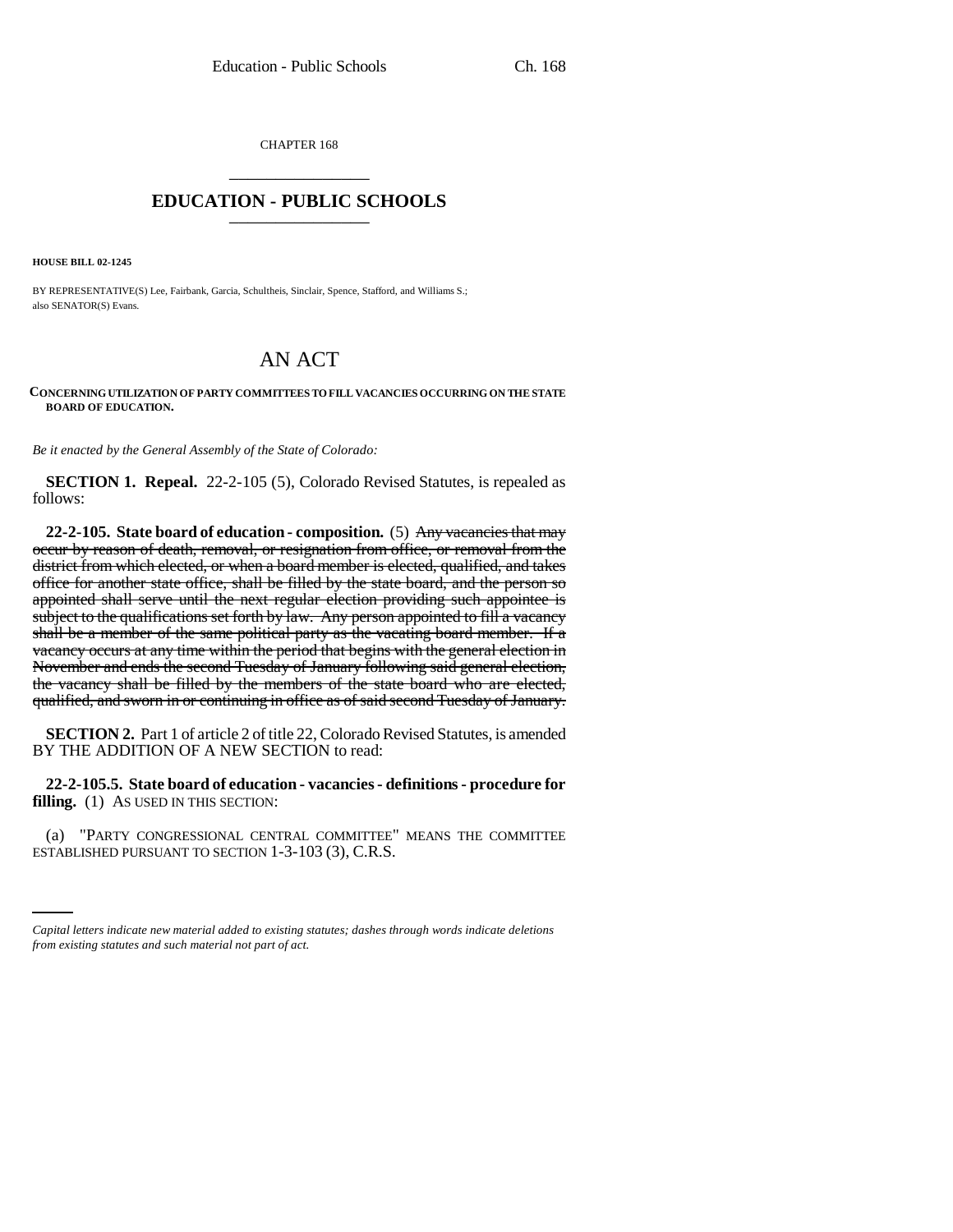CHAPTER 168

# EDUCATION - PUBLIC SCHOOLS

**HOUSE BILL 02-1245**

BY REPRESENTATIVE(S) Lee, Fairbank, Garcia, Schultheis, Sinclair, Spence, Stafford, and Williams S.; also SENATOR(S) Evans.

## AN ACT

**CONCERNING UTILIZATION OF PARTY COMMITTEES TO FILL VACANCIES OCCURRING ON THE STATE BOARD OF EDUCATION.**

*Be it enacted by the General Assembly of the State of Colorado:*

**SECTION 1. Repeal.** 22-2-105 (5), Colorado Revised Statutes, is repealed as follows:

**22-2-105. State board of education - composition.** (5) ~~Any vacancies that may occur by reason of death, removal, or resignation from office, or removal from the district from which elected, or when a board member is elected, qualified, and takes office for another state office, shall be filled by the state board, and the person so appointed shall serve until the next regular election providing such appointee is subject to the qualifications set forth by law. Any person appointed to fill a vacancy shall be a member of the same political party as the vacating board member. If a vacancy occurs at any time within the period that begins with the general election in November and ends the second Tuesday of January following said general election, the vacancy shall be filled by the members of the state board who are elected, qualified, and sworn in or continuing in office as of said second Tuesday of January.~~

**SECTION 2.** Part 1 of article 2 of title 22, Colorado Revised Statutes, is amended BY THE ADDITION OF A NEW SECTION to read:

**22-2-105.5. State board of education - vacancies - definitions - procedure for filling.** (1) AS USED IN THIS SECTION:

(a) "PARTY CONGRESSIONAL CENTRAL COMMITTEE" MEANS THE COMMITTEE ESTABLISHED PURSUANT TO SECTION 1-3-103 (3), C.R.S.

*Capital letters indicate new material added to existing statutes; dashes through words indicate deletions from existing statutes and such material not part of act.*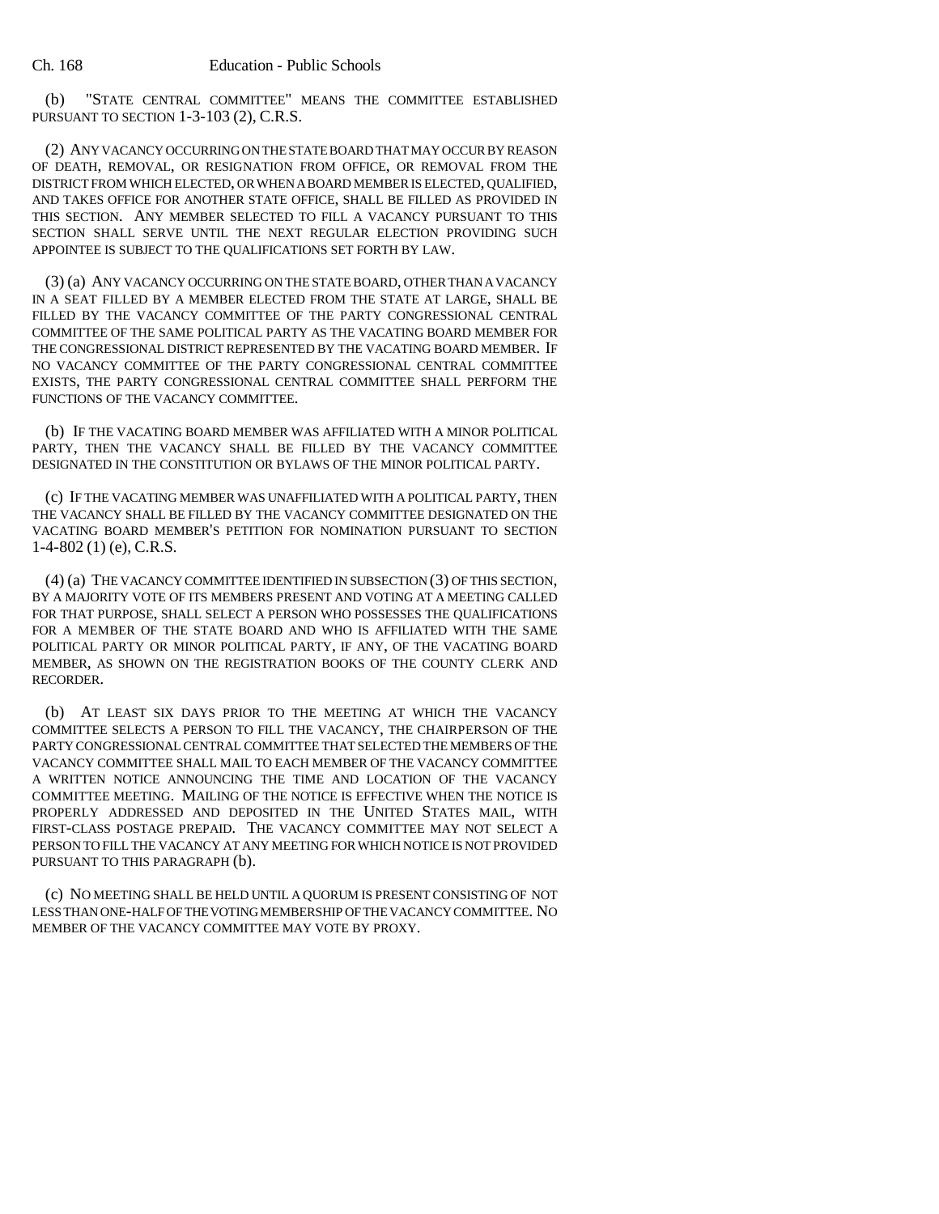(b) "STATE CENTRAL COMMITTEE" MEANS THE COMMITTEE ESTABLISHED PURSUANT TO SECTION 1-3-103 (2), C.R.S.

(2) ANY VACANCY OCCURRING ON THE STATE BOARD THAT MAY OCCUR BY REASON OF DEATH, REMOVAL, OR RESIGNATION FROM OFFICE, OR REMOVAL FROM THE DISTRICT FROM WHICH ELECTED, OR WHEN A BOARD MEMBER IS ELECTED, QUALIFIED, AND TAKES OFFICE FOR ANOTHER STATE OFFICE, SHALL BE FILLED AS PROVIDED IN THIS SECTION. ANY MEMBER SELECTED TO FILL A VACANCY PURSUANT TO THIS SECTION SHALL SERVE UNTIL THE NEXT REGULAR ELECTION PROVIDING SUCH APPOINTEE IS SUBJECT TO THE QUALIFICATIONS SET FORTH BY LAW.

(3) (a) ANY VACANCY OCCURRING ON THE STATE BOARD, OTHER THAN A VACANCY IN A SEAT FILLED BY A MEMBER ELECTED FROM THE STATE AT LARGE, SHALL BE FILLED BY THE VACANCY COMMITTEE OF THE PARTY CONGRESSIONAL CENTRAL COMMITTEE OF THE SAME POLITICAL PARTY AS THE VACATING BOARD MEMBER FOR THE CONGRESSIONAL DISTRICT REPRESENTED BY THE VACATING BOARD MEMBER. IF NO VACANCY COMMITTEE OF THE PARTY CONGRESSIONAL CENTRAL COMMITTEE EXISTS, THE PARTY CONGRESSIONAL CENTRAL COMMITTEE SHALL PERFORM THE FUNCTIONS OF THE VACANCY COMMITTEE.

(b) IF THE VACATING BOARD MEMBER WAS AFFILIATED WITH A MINOR POLITICAL PARTY, THEN THE VACANCY SHALL BE FILLED BY THE VACANCY COMMITTEE DESIGNATED IN THE CONSTITUTION OR BYLAWS OF THE MINOR POLITICAL PARTY.

(c) IF THE VACATING MEMBER WAS UNAFFILIATED WITH A POLITICAL PARTY, THEN THE VACANCY SHALL BE FILLED BY THE VACANCY COMMITTEE DESIGNATED ON THE VACATING BOARD MEMBER'S PETITION FOR NOMINATION PURSUANT TO SECTION 1-4-802 (1) (e), C.R.S.

(4) (a) THE VACANCY COMMITTEE IDENTIFIED IN SUBSECTION (3) OF THIS SECTION, BY A MAJORITY VOTE OF ITS MEMBERS PRESENT AND VOTING AT A MEETING CALLED FOR THAT PURPOSE, SHALL SELECT A PERSON WHO POSSESSES THE QUALIFICATIONS FOR A MEMBER OF THE STATE BOARD AND WHO IS AFFILIATED WITH THE SAME POLITICAL PARTY OR MINOR POLITICAL PARTY, IF ANY, OF THE VACATING BOARD MEMBER, AS SHOWN ON THE REGISTRATION BOOKS OF THE COUNTY CLERK AND RECORDER.

(b) AT LEAST SIX DAYS PRIOR TO THE MEETING AT WHICH THE VACANCY COMMITTEE SELECTS A PERSON TO FILL THE VACANCY, THE CHAIRPERSON OF THE PARTY CONGRESSIONAL CENTRAL COMMITTEE THAT SELECTED THE MEMBERS OF THE VACANCY COMMITTEE SHALL MAIL TO EACH MEMBER OF THE VACANCY COMMITTEE A WRITTEN NOTICE ANNOUNCING THE TIME AND LOCATION OF THE VACANCY COMMITTEE MEETING. MAILING OF THE NOTICE IS EFFECTIVE WHEN THE NOTICE IS PROPERLY ADDRESSED AND DEPOSITED IN THE UNITED STATES MAIL, WITH FIRST-CLASS POSTAGE PREPAID. THE VACANCY COMMITTEE MAY NOT SELECT A PERSON TO FILL THE VACANCY AT ANY MEETING FOR WHICH NOTICE IS NOT PROVIDED PURSUANT TO THIS PARAGRAPH (b).

(c) NO MEETING SHALL BE HELD UNTIL A QUORUM IS PRESENT CONSISTING OF NOT LESS THAN ONE-HALF OF THE VOTING MEMBERSHIP OF THE VACANCY COMMITTEE. NO MEMBER OF THE VACANCY COMMITTEE MAY VOTE BY PROXY.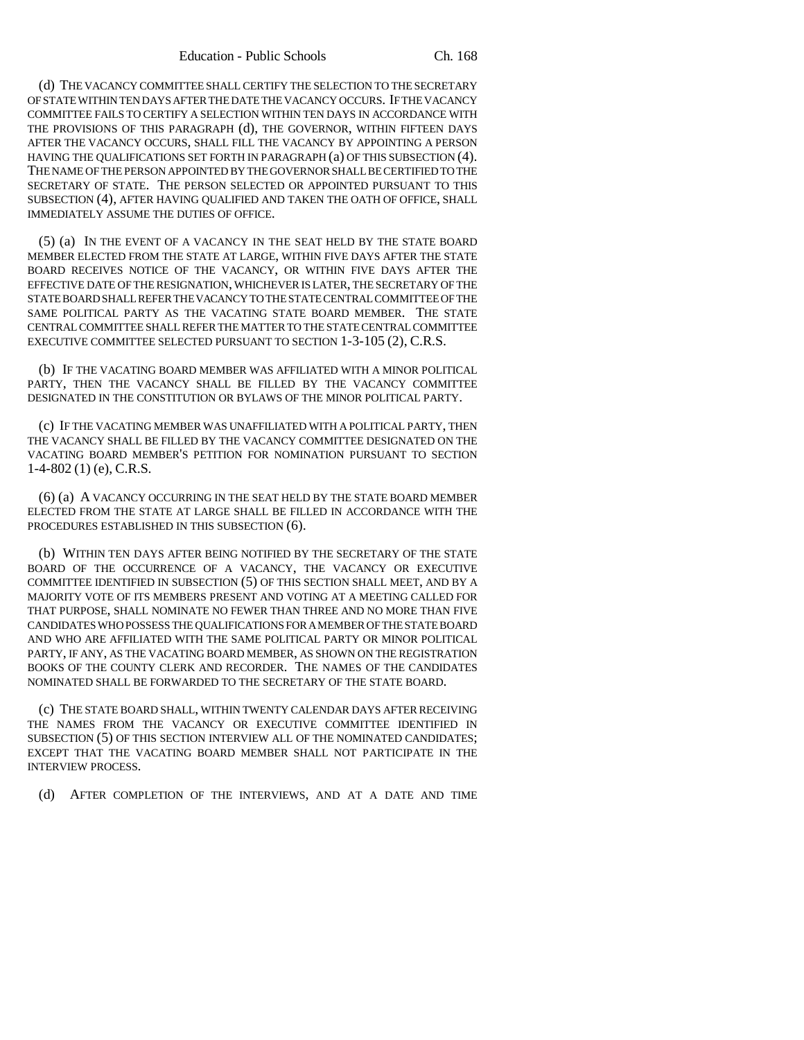(d) THE VACANCY COMMITTEE SHALL CERTIFY THE SELECTION TO THE SECRETARY OF STATE WITHIN TEN DAYS AFTER THE DATE THE VACANCY OCCURS. IF THE VACANCY COMMITTEE FAILS TO CERTIFY A SELECTION WITHIN TEN DAYS IN ACCORDANCE WITH THE PROVISIONS OF THIS PARAGRAPH (d), THE GOVERNOR, WITHIN FIFTEEN DAYS AFTER THE VACANCY OCCURS, SHALL FILL THE VACANCY BY APPOINTING A PERSON HAVING THE QUALIFICATIONS SET FORTH IN PARAGRAPH (a) OF THIS SUBSECTION (4). THE NAME OF THE PERSON APPOINTED BY THE GOVERNOR SHALL BE CERTIFIED TO THE SECRETARY OF STATE. THE PERSON SELECTED OR APPOINTED PURSUANT TO THIS SUBSECTION (4), AFTER HAVING QUALIFIED AND TAKEN THE OATH OF OFFICE, SHALL IMMEDIATELY ASSUME THE DUTIES OF OFFICE.

(5) (a) IN THE EVENT OF A VACANCY IN THE SEAT HELD BY THE STATE BOARD MEMBER ELECTED FROM THE STATE AT LARGE, WITHIN FIVE DAYS AFTER THE STATE BOARD RECEIVES NOTICE OF THE VACANCY, OR WITHIN FIVE DAYS AFTER THE EFFECTIVE DATE OF THE RESIGNATION, WHICHEVER IS LATER, THE SECRETARY OF THE STATE BOARD SHALL REFER THE VACANCY TO THE STATE CENTRAL COMMITTEE OF THE SAME POLITICAL PARTY AS THE VACATING STATE BOARD MEMBER. THE STATE CENTRAL COMMITTEE SHALL REFER THE MATTER TO THE STATE CENTRAL COMMITTEE EXECUTIVE COMMITTEE SELECTED PURSUANT TO SECTION 1-3-105 (2), C.R.S.

(b) IF THE VACATING BOARD MEMBER WAS AFFILIATED WITH A MINOR POLITICAL PARTY, THEN THE VACANCY SHALL BE FILLED BY THE VACANCY COMMITTEE DESIGNATED IN THE CONSTITUTION OR BYLAWS OF THE MINOR POLITICAL PARTY.

(c) IF THE VACATING MEMBER WAS UNAFFILIATED WITH A POLITICAL PARTY, THEN THE VACANCY SHALL BE FILLED BY THE VACANCY COMMITTEE DESIGNATED ON THE VACATING BOARD MEMBER'S PETITION FOR NOMINATION PURSUANT TO SECTION 1-4-802 (1) (e), C.R.S.

(6) (a) A VACANCY OCCURRING IN THE SEAT HELD BY THE STATE BOARD MEMBER ELECTED FROM THE STATE AT LARGE SHALL BE FILLED IN ACCORDANCE WITH THE PROCEDURES ESTABLISHED IN THIS SUBSECTION (6).

(b) WITHIN TEN DAYS AFTER BEING NOTIFIED BY THE SECRETARY OF THE STATE BOARD OF THE OCCURRENCE OF A VACANCY, THE VACANCY OR EXECUTIVE COMMITTEE IDENTIFIED IN SUBSECTION (5) OF THIS SECTION SHALL MEET, AND BY A MAJORITY VOTE OF ITS MEMBERS PRESENT AND VOTING AT A MEETING CALLED FOR THAT PURPOSE, SHALL NOMINATE NO FEWER THAN THREE AND NO MORE THAN FIVE CANDIDATES WHO POSSESS THE QUALIFICATIONS FOR A MEMBER OF THE STATE BOARD AND WHO ARE AFFILIATED WITH THE SAME POLITICAL PARTY OR MINOR POLITICAL PARTY, IF ANY, AS THE VACATING BOARD MEMBER, AS SHOWN ON THE REGISTRATION BOOKS OF THE COUNTY CLERK AND RECORDER. THE NAMES OF THE CANDIDATES NOMINATED SHALL BE FORWARDED TO THE SECRETARY OF THE STATE BOARD.

(c) THE STATE BOARD SHALL, WITHIN TWENTY CALENDAR DAYS AFTER RECEIVING THE NAMES FROM THE VACANCY OR EXECUTIVE COMMITTEE IDENTIFIED IN SUBSECTION (5) OF THIS SECTION INTERVIEW ALL OF THE NOMINATED CANDIDATES; EXCEPT THAT THE VACATING BOARD MEMBER SHALL NOT PARTICIPATE IN THE INTERVIEW PROCESS.

(d) AFTER COMPLETION OF THE INTERVIEWS, AND AT A DATE AND TIME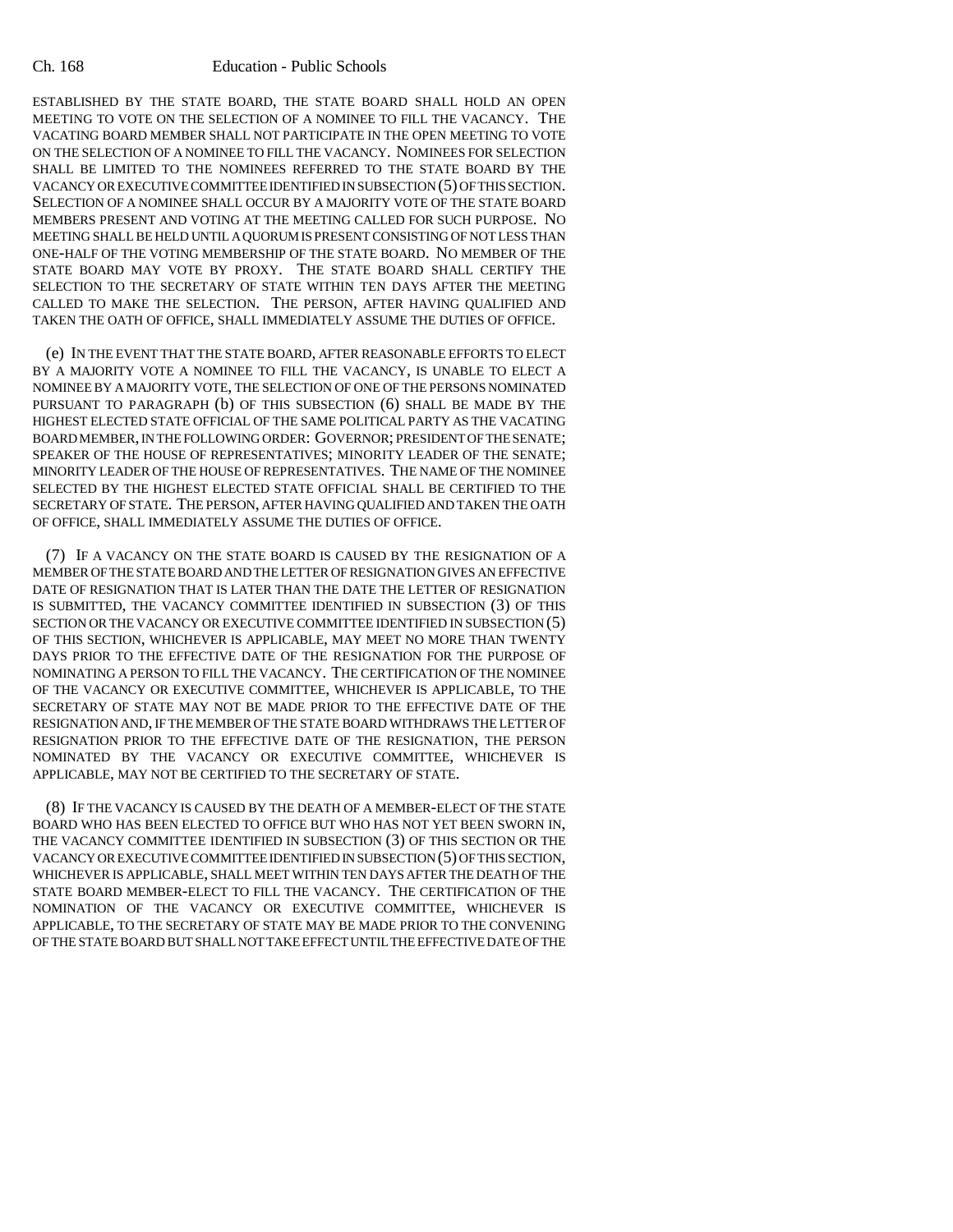ESTABLISHED BY THE STATE BOARD, THE STATE BOARD SHALL HOLD AN OPEN MEETING TO VOTE ON THE SELECTION OF A NOMINEE TO FILL THE VACANCY. THE VACATING BOARD MEMBER SHALL NOT PARTICIPATE IN THE OPEN MEETING TO VOTE ON THE SELECTION OF A NOMINEE TO FILL THE VACANCY. NOMINEES FOR SELECTION SHALL BE LIMITED TO THE NOMINEES REFERRED TO THE STATE BOARD BY THE VACANCY OR EXECUTIVE COMMITTEE IDENTIFIED IN SUBSECTION (5) OF THIS SECTION. SELECTION OF A NOMINEE SHALL OCCUR BY A MAJORITY VOTE OF THE STATE BOARD MEMBERS PRESENT AND VOTING AT THE MEETING CALLED FOR SUCH PURPOSE. NO MEETING SHALL BE HELD UNTIL A QUORUM IS PRESENT CONSISTING OF NOT LESS THAN ONE-HALF OF THE VOTING MEMBERSHIP OF THE STATE BOARD. NO MEMBER OF THE STATE BOARD MAY VOTE BY PROXY. THE STATE BOARD SHALL CERTIFY THE SELECTION TO THE SECRETARY OF STATE WITHIN TEN DAYS AFTER THE MEETING CALLED TO MAKE THE SELECTION. THE PERSON, AFTER HAVING QUALIFIED AND TAKEN THE OATH OF OFFICE, SHALL IMMEDIATELY ASSUME THE DUTIES OF OFFICE.

(e) IN THE EVENT THAT THE STATE BOARD, AFTER REASONABLE EFFORTS TO ELECT BY A MAJORITY VOTE A NOMINEE TO FILL THE VACANCY, IS UNABLE TO ELECT A NOMINEE BY A MAJORITY VOTE, THE SELECTION OF ONE OF THE PERSONS NOMINATED PURSUANT TO PARAGRAPH (b) OF THIS SUBSECTION (6) SHALL BE MADE BY THE HIGHEST ELECTED STATE OFFICIAL OF THE SAME POLITICAL PARTY AS THE VACATING BOARD MEMBER, IN THE FOLLOWING ORDER: GOVERNOR; PRESIDENT OF THE SENATE; SPEAKER OF THE HOUSE OF REPRESENTATIVES; MINORITY LEADER OF THE SENATE; MINORITY LEADER OF THE HOUSE OF REPRESENTATIVES. THE NAME OF THE NOMINEE SELECTED BY THE HIGHEST ELECTED STATE OFFICIAL SHALL BE CERTIFIED TO THE SECRETARY OF STATE. THE PERSON, AFTER HAVING QUALIFIED AND TAKEN THE OATH OF OFFICE, SHALL IMMEDIATELY ASSUME THE DUTIES OF OFFICE.

(7) IF A VACANCY ON THE STATE BOARD IS CAUSED BY THE RESIGNATION OF A MEMBER OF THE STATE BOARD AND THE LETTER OF RESIGNATION GIVES AN EFFECTIVE DATE OF RESIGNATION THAT IS LATER THAN THE DATE THE LETTER OF RESIGNATION IS SUBMITTED, THE VACANCY COMMITTEE IDENTIFIED IN SUBSECTION (3) OF THIS SECTION OR THE VACANCY OR EXECUTIVE COMMITTEE IDENTIFIED IN SUBSECTION (5) OF THIS SECTION, WHICHEVER IS APPLICABLE, MAY MEET NO MORE THAN TWENTY DAYS PRIOR TO THE EFFECTIVE DATE OF THE RESIGNATION FOR THE PURPOSE OF NOMINATING A PERSON TO FILL THE VACANCY. THE CERTIFICATION OF THE NOMINEE OF THE VACANCY OR EXECUTIVE COMMITTEE, WHICHEVER IS APPLICABLE, TO THE SECRETARY OF STATE MAY NOT BE MADE PRIOR TO THE EFFECTIVE DATE OF THE RESIGNATION AND, IF THE MEMBER OF THE STATE BOARD WITHDRAWS THE LETTER OF RESIGNATION PRIOR TO THE EFFECTIVE DATE OF THE RESIGNATION, THE PERSON NOMINATED BY THE VACANCY OR EXECUTIVE COMMITTEE, WHICHEVER IS APPLICABLE, MAY NOT BE CERTIFIED TO THE SECRETARY OF STATE.

(8) IF THE VACANCY IS CAUSED BY THE DEATH OF A MEMBER-ELECT OF THE STATE BOARD WHO HAS BEEN ELECTED TO OFFICE BUT WHO HAS NOT YET BEEN SWORN IN, THE VACANCY COMMITTEE IDENTIFIED IN SUBSECTION (3) OF THIS SECTION OR THE VACANCY OR EXECUTIVE COMMITTEE IDENTIFIED IN SUBSECTION (5) OF THIS SECTION, WHICHEVER IS APPLICABLE, SHALL MEET WITHIN TEN DAYS AFTER THE DEATH OF THE STATE BOARD MEMBER-ELECT TO FILL THE VACANCY. THE CERTIFICATION OF THE NOMINATION OF THE VACANCY OR EXECUTIVE COMMITTEE, WHICHEVER IS APPLICABLE, TO THE SECRETARY OF STATE MAY BE MADE PRIOR TO THE CONVENING OF THE STATE BOARD BUT SHALL NOT TAKE EFFECT UNTIL THE EFFECTIVE DATE OF THE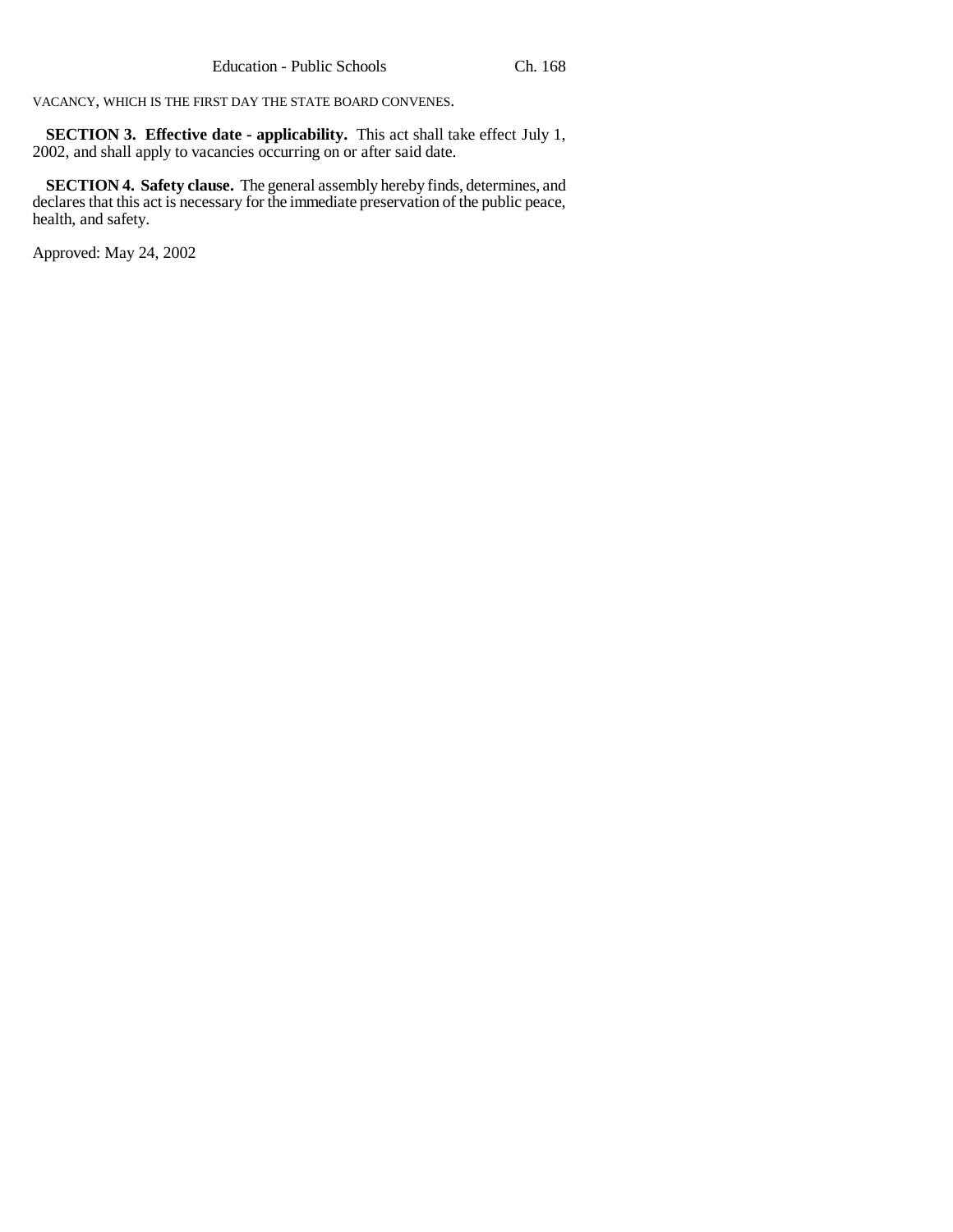VACANCY, WHICH IS THE FIRST DAY THE STATE BOARD CONVENES.

**SECTION 3. Effective date - applicability.** This act shall take effect July 1, 2002, and shall apply to vacancies occurring on or after said date.

**SECTION 4. Safety clause.** The general assembly hereby finds, determines, and declares that this act is necessary for the immediate preservation of the public peace, health, and safety.

Approved: May 24, 2002